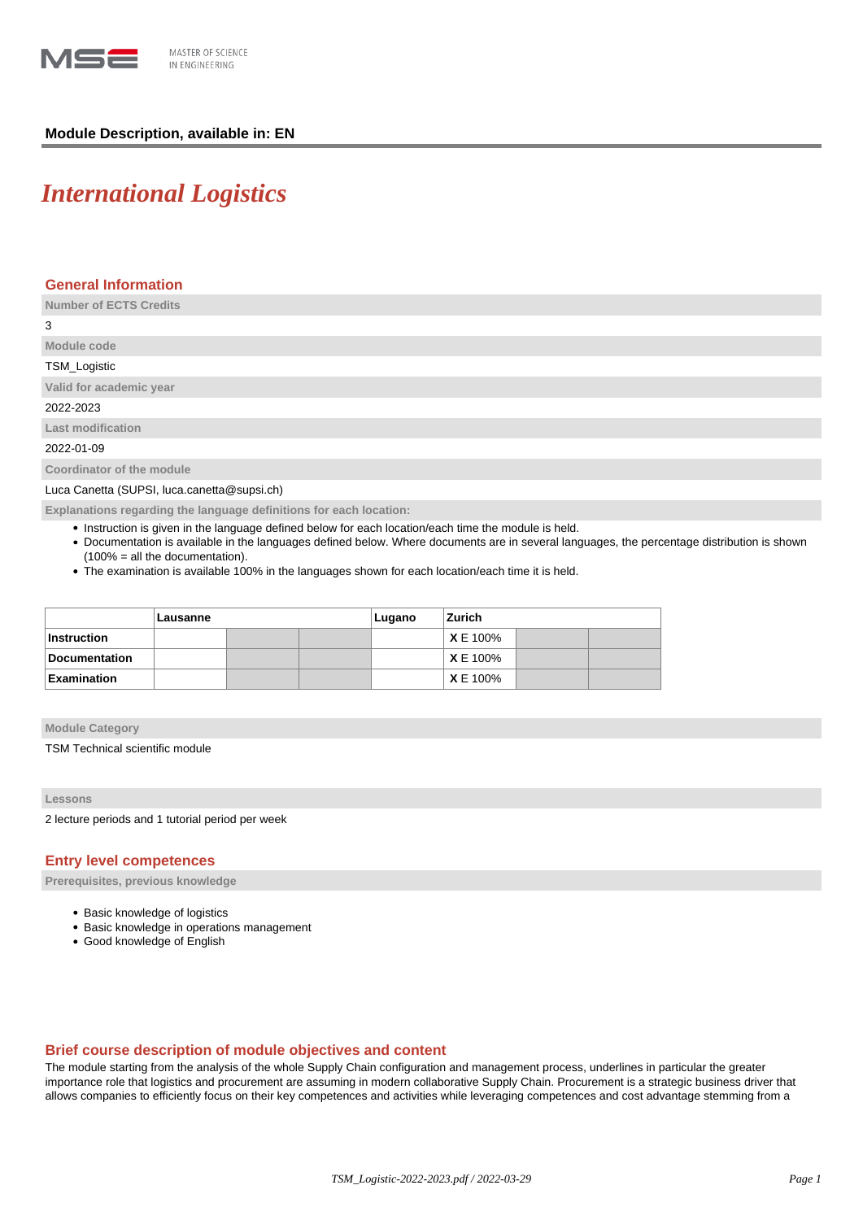MASTER OF SCIENCE
IN ENGINEERING

**Module Description, available in: EN**

# International Logistics

## General Information

**Number of ECTS Credits**

3

**Module code**

TSM_Logistic

**Valid for academic year**

2022-2023

**Last modification**

2022-01-09

**Coordinator of the module**

Luca Canetta (SUPSI, luca.canetta@supsi.ch)

**Explanations regarding the language definitions for each location:**

- Instruction is given in the language defined below for each location/each time the module is held.
- Documentation is available in the languages defined below. Where documents are in several languages, the percentage distribution is shown (100% = all the documentation).
- The examination is available 100% in the languages shown for each location/each time it is held.

| | Lausanne | | | Lugano | Zurich | | |
|---|---|---|---|---|---|---|---|
| **Instruction** | | | | | **X** E 100% | | |
| **Documentation** | | | | | **X** E 100% | | |
| **Examination** | | | | | **X** E 100% | | |

**Module Category**

TSM Technical scientific module

**Lessons**

2 lecture periods and 1 tutorial period per week

## Entry level competences

**Prerequisites, previous knowledge**

- Basic knowledge of logistics
- Basic knowledge in operations management
- Good knowledge of English

## Brief course description of module objectives and content

The module starting from the analysis of the whole Supply Chain configuration and management process, underlines in particular the greater importance role that logistics and procurement are assuming in modern collaborative Supply Chain. Procurement is a strategic business driver that allows companies to efficiently focus on their key competences and activities while leveraging competences and cost advantage stemming from a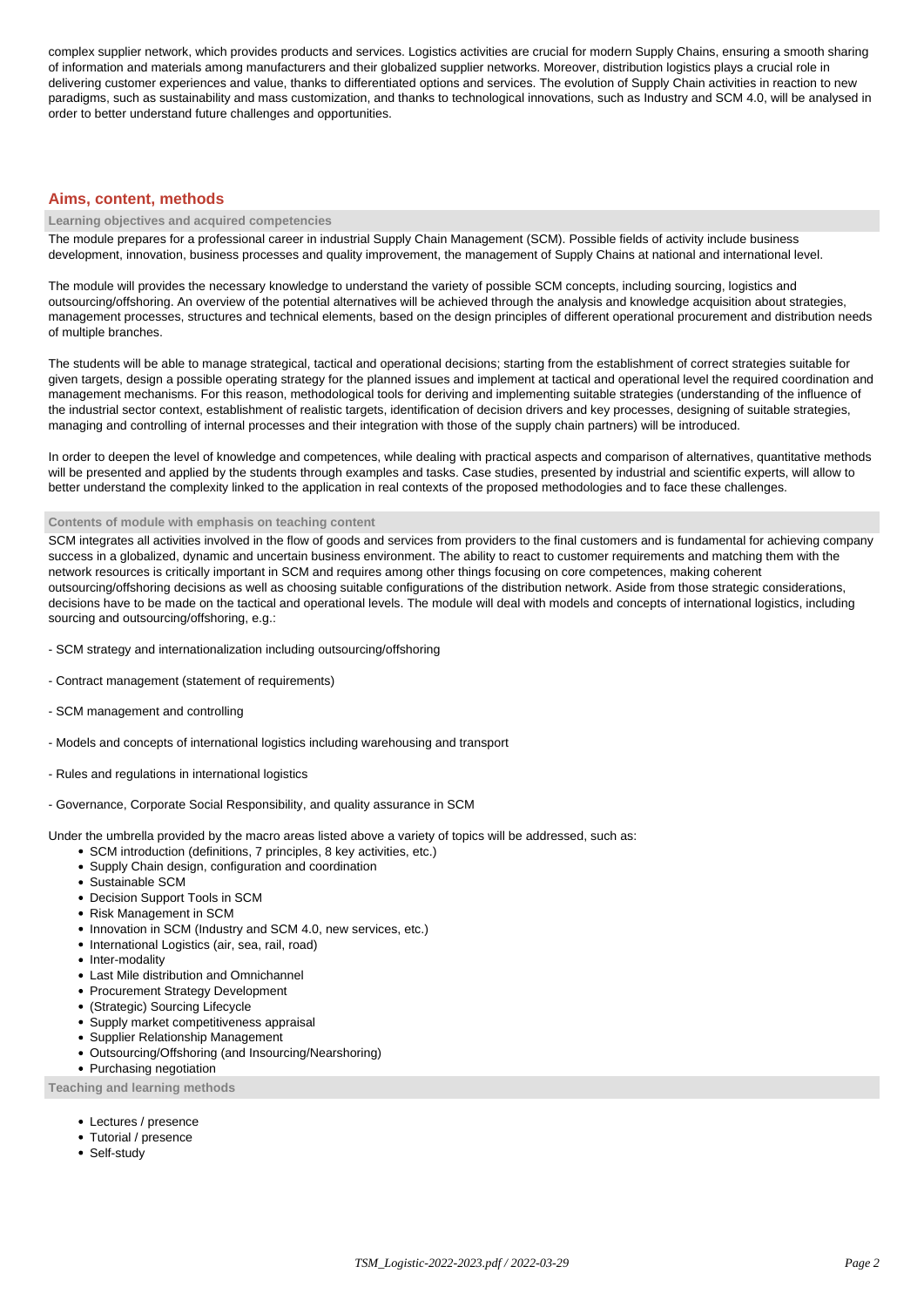complex supplier network, which provides products and services. Logistics activities are crucial for modern Supply Chains, ensuring a smooth sharing of information and materials among manufacturers and their globalized supplier networks. Moreover, distribution logistics plays a crucial role in delivering customer experiences and value, thanks to differentiated options and services. The evolution of Supply Chain activities in reaction to new paradigms, such as sustainability and mass customization, and thanks to technological innovations, such as Industry and SCM 4.0, will be analysed in order to better understand future challenges and opportunities.

## Aims, content, methods

### Learning objectives and acquired competencies

The module prepares for a professional career in industrial Supply Chain Management (SCM). Possible fields of activity include business development, innovation, business processes and quality improvement, the management of Supply Chains at national and international level.

The module will provides the necessary knowledge to understand the variety of possible SCM concepts, including sourcing, logistics and outsourcing/offshoring. An overview of the potential alternatives will be achieved through the analysis and knowledge acquisition about strategies, management processes, structures and technical elements, based on the design principles of different operational procurement and distribution needs of multiple branches.

The students will be able to manage strategical, tactical and operational decisions; starting from the establishment of correct strategies suitable for given targets, design a possible operating strategy for the planned issues and implement at tactical and operational level the required coordination and management mechanisms. For this reason, methodological tools for deriving and implementing suitable strategies (understanding of the influence of the industrial sector context, establishment of realistic targets, identification of decision drivers and key processes, designing of suitable strategies, managing and controlling of internal processes and their integration with those of the supply chain partners) will be introduced.

In order to deepen the level of knowledge and competences, while dealing with practical aspects and comparison of alternatives, quantitative methods will be presented and applied by the students through examples and tasks. Case studies, presented by industrial and scientific experts, will allow to better understand the complexity linked to the application in real contexts of the proposed methodologies and to face these challenges.

### Contents of module with emphasis on teaching content

SCM integrates all activities involved in the flow of goods and services from providers to the final customers and is fundamental for achieving company success in a globalized, dynamic and uncertain business environment. The ability to react to customer requirements and matching them with the network resources is critically important in SCM and requires among other things focusing on core competences, making coherent outsourcing/offshoring decisions as well as choosing suitable configurations of the distribution network. Aside from those strategic considerations, decisions have to be made on the tactical and operational levels. The module will deal with models and concepts of international logistics, including sourcing and outsourcing/offshoring, e.g.:

- SCM strategy and internationalization including outsourcing/offshoring

- Contract management (statement of requirements)

- SCM management and controlling

- Models and concepts of international logistics including warehousing and transport

- Rules and regulations in international logistics

- Governance, Corporate Social Responsibility, and quality assurance in SCM

Under the umbrella provided by the macro areas listed above a variety of topics will be addressed, such as:

- SCM introduction (definitions, 7 principles, 8 key activities, etc.)
- Supply Chain design, configuration and coordination
- Sustainable SCM
- Decision Support Tools in SCM
- Risk Management in SCM
- Innovation in SCM (Industry and SCM 4.0, new services, etc.)
- International Logistics (air, sea, rail, road)
- Inter-modality
- Last Mile distribution and Omnichannel
- Procurement Strategy Development
- (Strategic) Sourcing Lifecycle
- Supply market competitiveness appraisal
- Supplier Relationship Management
- Outsourcing/Offshoring (and Insourcing/Nearshoring)
- Purchasing negotiation

### Teaching and learning methods

- Lectures / presence
- Tutorial / presence
- Self-study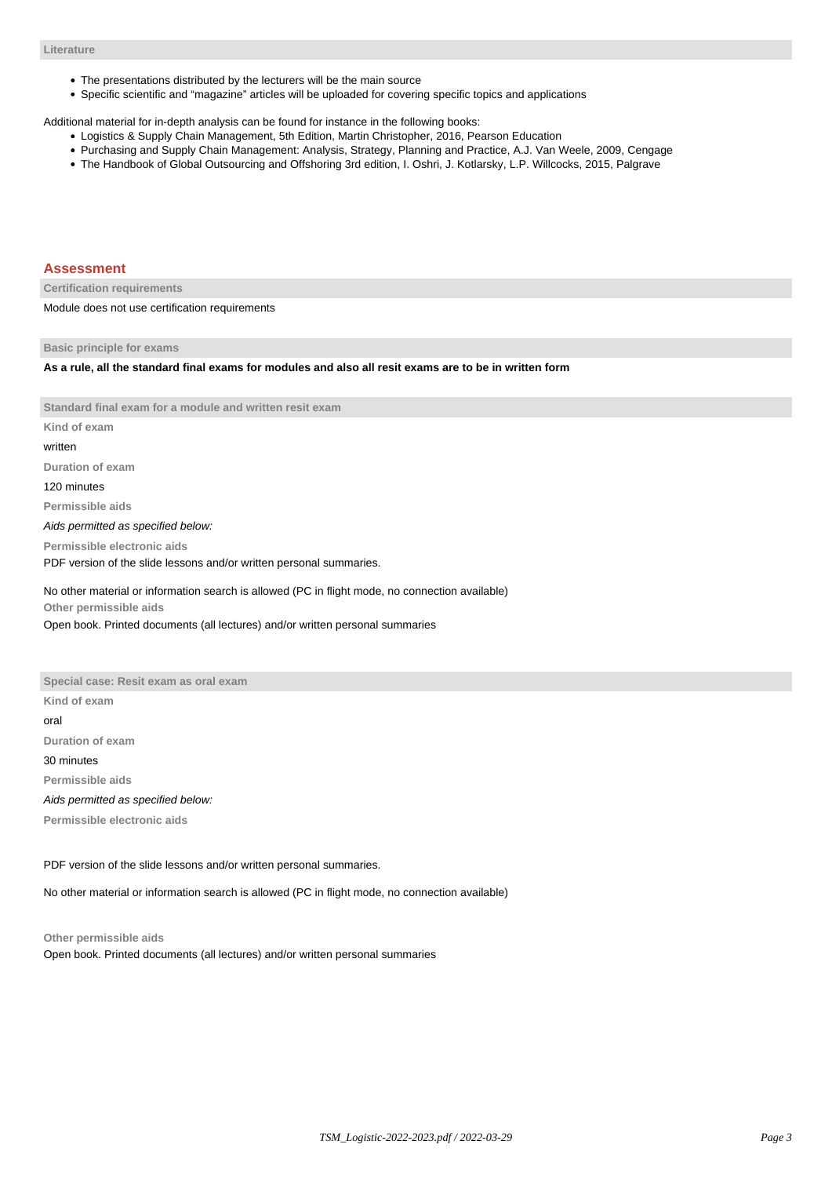### Literature

- The presentations distributed by the lecturers will be the main source
- Specific scientific and "magazine" articles will be uploaded for covering specific topics and applications

Additional material for in-depth analysis can be found for instance in the following books:

- Logistics & Supply Chain Management, 5th Edition, Martin Christopher, 2016, Pearson Education
- Purchasing and Supply Chain Management: Analysis, Strategy, Planning and Practice, A.J. Van Weele, 2009, Cengage
- The Handbook of Global Outsourcing and Offshoring 3rd edition, I. Oshri, J. Kotlarsky, L.P. Willcocks, 2015, Palgrave

## Assessment

### Certification requirements

Module does not use certification requirements

### Basic principle for exams

**As a rule, all the standard final exams for modules and also all resit exams are to be in written form**

### Standard final exam for a module and written resit exam

**Kind of exam**

written

**Duration of exam**

120 minutes

**Permissible aids**

*Aids permitted as specified below:*

**Permissible electronic aids**

PDF version of the slide lessons and/or written personal summaries.

No other material or information search is allowed (PC in flight mode, no connection available)

**Other permissible aids**

Open book. Printed documents (all lectures) and/or written personal summaries

### Special case: Resit exam as oral exam

**Kind of exam**

oral

**Duration of exam**

30 minutes

**Permissible aids**

*Aids permitted as specified below:*

**Permissible electronic aids**

PDF version of the slide lessons and/or written personal summaries.

No other material or information search is allowed (PC in flight mode, no connection available)

**Other permissible aids**

Open book. Printed documents (all lectures) and/or written personal summaries